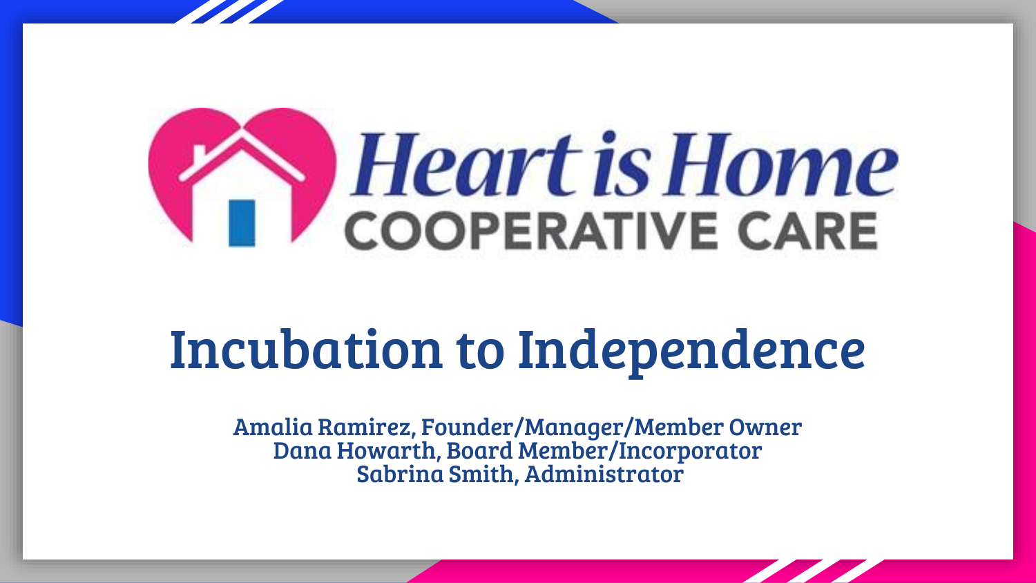# Heart is Home

## COOPERATIVE CARE

# Incubation to Independence

Amalia Ramirez, Founder/Manager/Member Owner
Dana Howarth, Board Member/Incorporator
Sabrina Smith, Administrator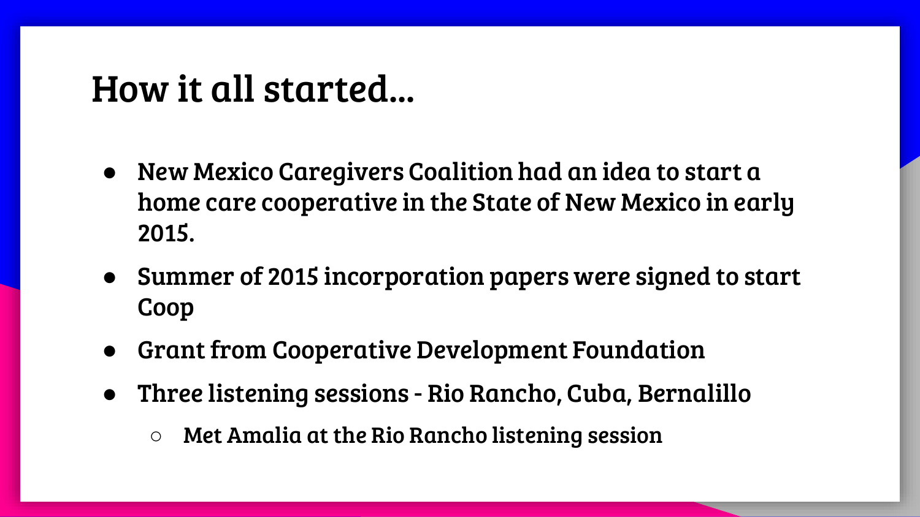# How it all started...

- New Mexico Caregivers Coalition had an idea to start a home care cooperative in the State of New Mexico in early 2015.
- Summer of 2015 incorporation papers were signed to start Coop
- Grant from Cooperative Development Foundation
- Three listening sessions - Rio Rancho, Cuba, Bernalillo
  - Met Amalia at the Rio Rancho listening session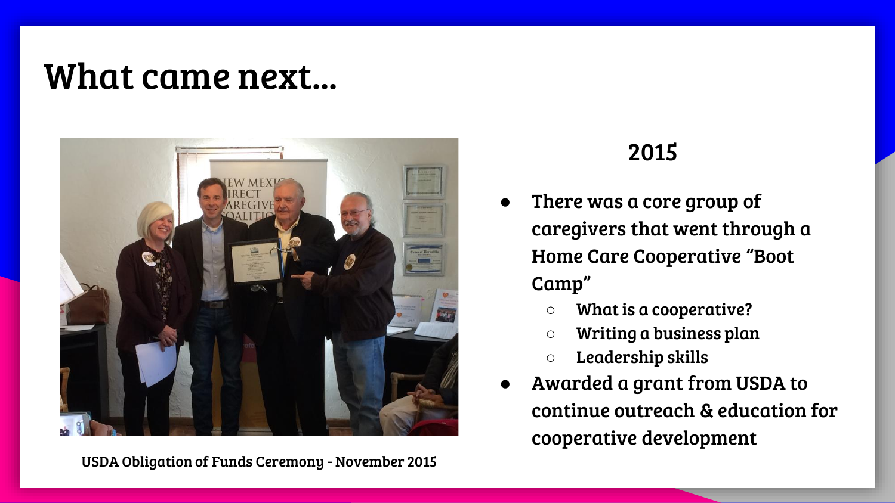# What came next...

USDA Obligation of Funds Ceremony - November 2015

## 2015

- There was a core group of caregivers that went through a Home Care Cooperative "Boot Camp"
  - What is a cooperative?
  - Writing a business plan
  - Leadership skills
- Awarded a grant from USDA to continue outreach & education for cooperative development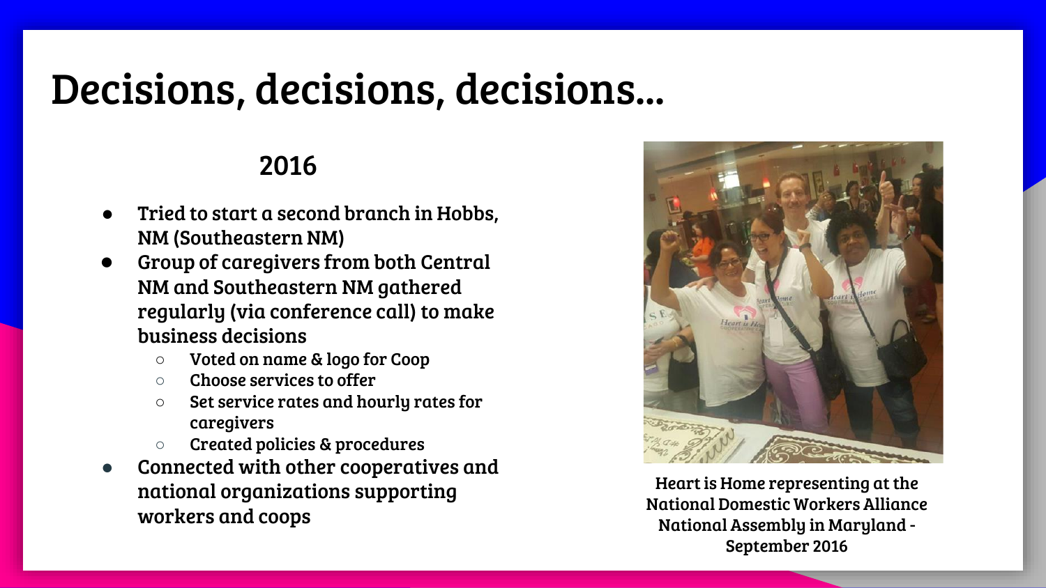# Decisions, decisions, decisions...

## 2016

- Tried to start a second branch in Hobbs, NM (Southeastern NM)
- Group of caregivers from both Central NM and Southeastern NM gathered regularly (via conference call) to make business decisions
  - Voted on name & logo for Coop
  - Choose services to offer
  - Set service rates and hourly rates for caregivers
  - Created policies & procedures
- Connected with other cooperatives and national organizations supporting workers and coops

Heart is Home representing at the National Domestic Workers Alliance National Assembly in Maryland - September 2016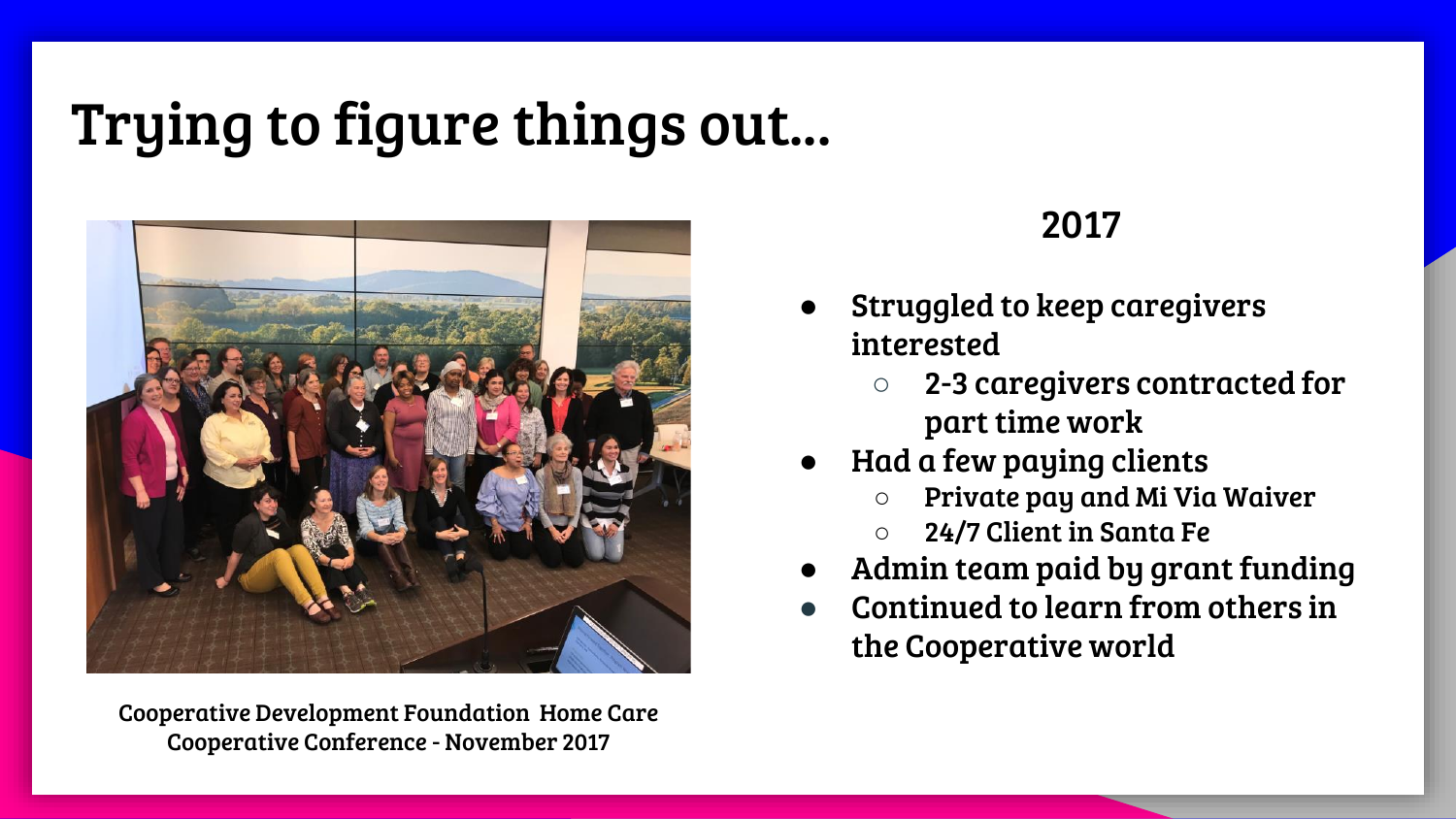# Trying to figure things out...

Cooperative Development Foundation Home Care Cooperative Conference - November 2017

## 2017

- Struggled to keep caregivers interested
  - 2-3 caregivers contracted for part time work
- Had a few paying clients
  - Private pay and Mi Via Waiver
  - 24/7 Client in Santa Fe
- Admin team paid by grant funding
- Continued to learn from others in the Cooperative world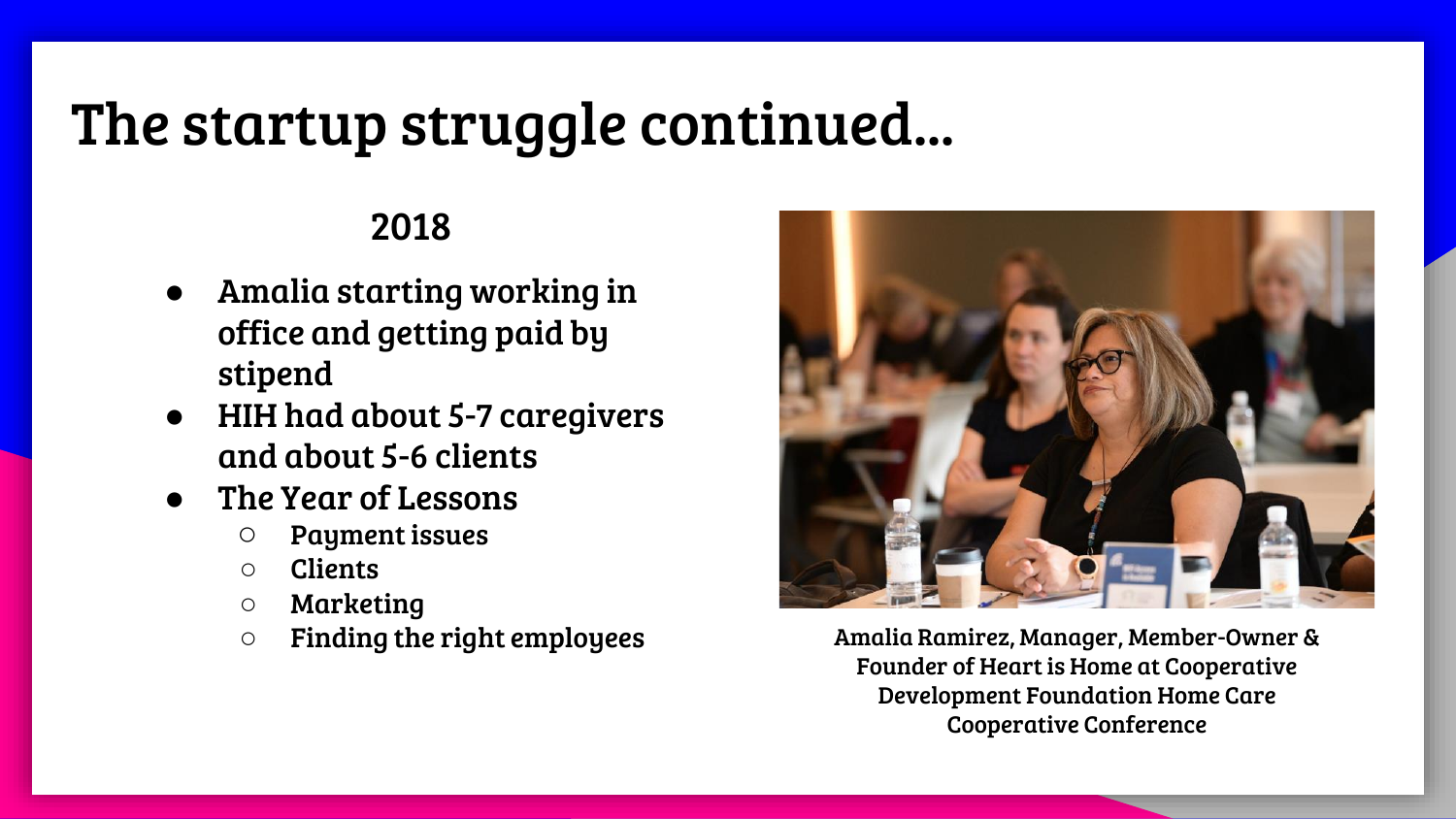# The startup struggle continued...

## 2018

- Amalia starting working in office and getting paid by stipend
- HIH had about 5-7 caregivers and about 5-6 clients
- The Year of Lessons
  - Payment issues
  - Clients
  - Marketing
  - Finding the right employees

Amalia Ramirez, Manager, Member-Owner & Founder of Heart is Home at Cooperative Development Foundation Home Care Cooperative Conference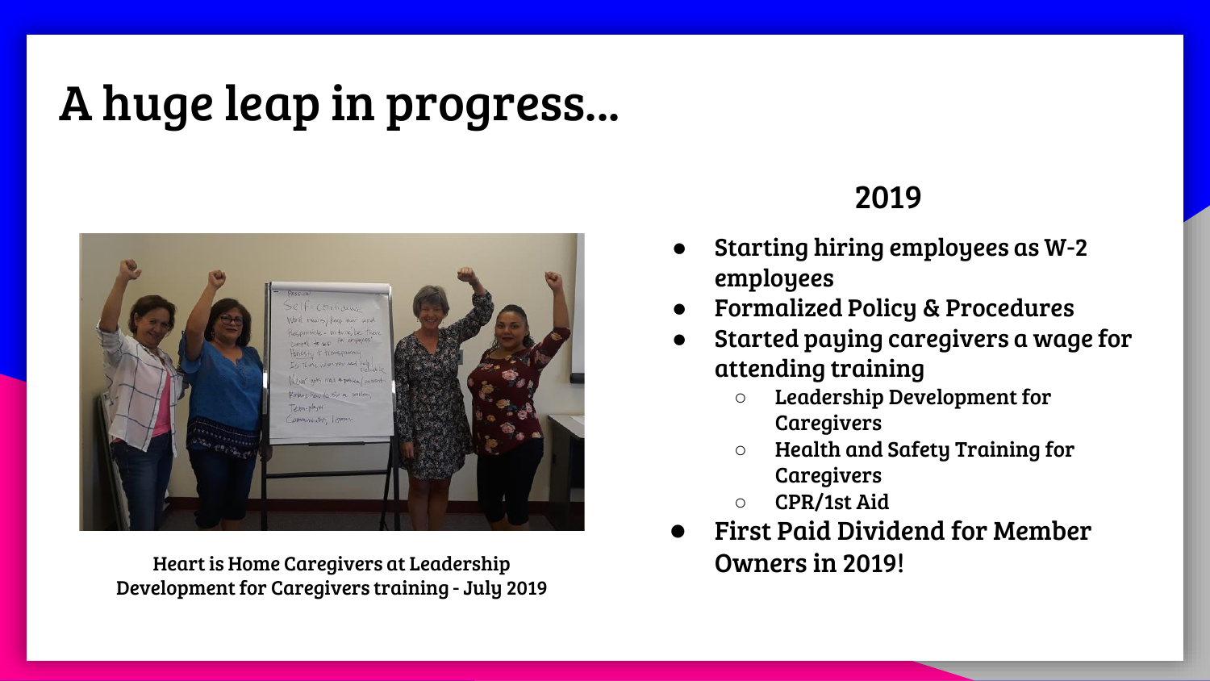# A huge leap in progress...

Heart is Home Caregivers at Leadership Development for Caregivers training - July 2019

## 2019

- Starting hiring employees as W-2 employees
- Formalized Policy & Procedures
- Started paying caregivers a wage for attending training
  - Leadership Development for Caregivers
  - Health and Safety Training for Caregivers
  - CPR/1st Aid
- First Paid Dividend for Member Owners in 2019!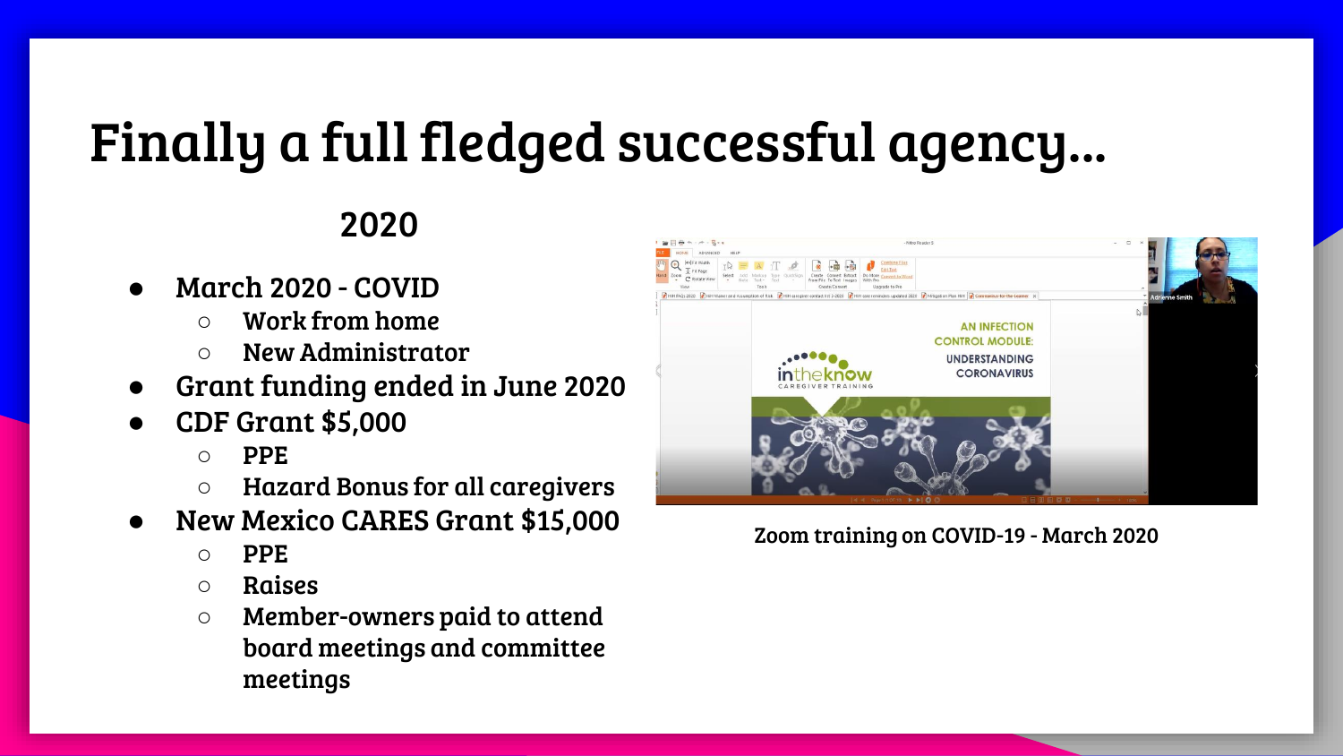# Finally a full fledged successful agency…

## 2020

- March 2020 - COVID
  - Work from home
  - New Administrator
- Grant funding ended in June 2020
- CDF Grant $5,000
  - PPE
  - Hazard Bonus for all caregivers
- New Mexico CARES Grant $15,000
  - PPE
  - Raises
  - Member-owners paid to attend board meetings and committee meetings

Zoom training on COVID-19 - March 2020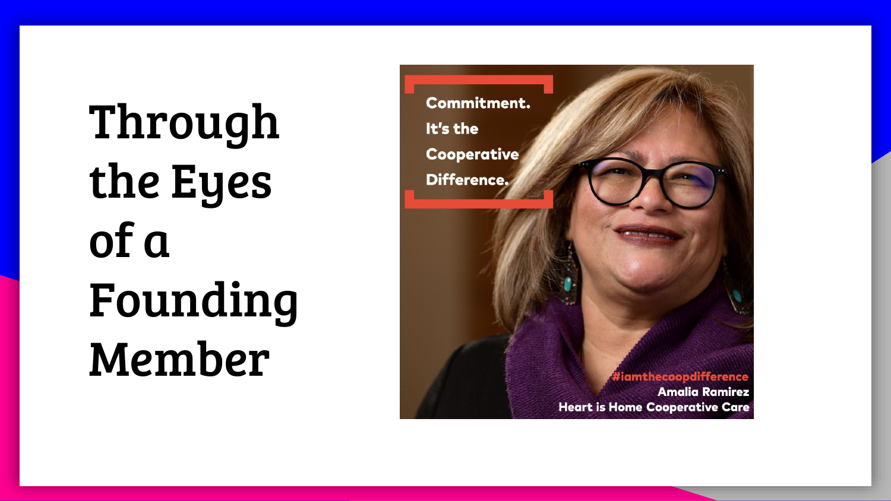# Through the Eyes of a Founding Member

Commitment.
It's the
Cooperative
Difference.

#iamthecoopdifference
Amalia Ramirez
Heart is Home Cooperative Care